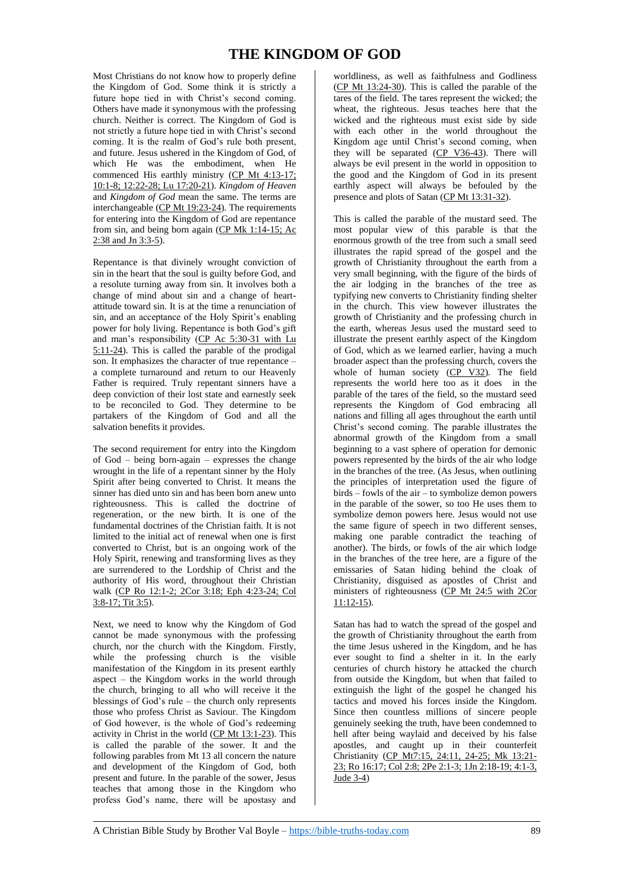# THE KINGDOM OF GOD

Most Christians do not know how to properly define the Kingdom of God. Some think it is strictly a future hope tied in with Christ's second coming. Others have made it synonymous with the professing church. Neither is correct. The Kingdom of God is not strictly a future hope tied in with Christ's second coming. It is the realm of God's rule both present, and future. Jesus ushered in the Kingdom of God, of which He was the embodiment, when He commenced His earthly ministry (CP Mt 4:13-17; 10:1-8; 12:22-28; Lu 17:20-21). *Kingdom of Heaven* and *Kingdom of God* mean the same. The terms are interchangeable (CP Mt 19:23-24). The requirements for entering into the Kingdom of God are repentance from sin, and being born again (CP Mk 1:14-15; Ac 2:38 and Jn 3:3-5).

Repentance is that divinely wrought conviction of sin in the heart that the soul is guilty before God, and a resolute turning away from sin. It involves both a change of mind about sin and a change of heart-attitude toward sin. It is at the time a renunciation of sin, and an acceptance of the Holy Spirit's enabling power for holy living. Repentance is both God's gift and man's responsibility (CP Ac 5:30-31 with Lu 5:11-24). This is called the parable of the prodigal son. It emphasizes the character of true repentance – a complete turnaround and return to our Heavenly Father is required. Truly repentant sinners have a deep conviction of their lost state and earnestly seek to be reconciled to God. They determine to be partakers of the Kingdom of God and all the salvation benefits it provides.

The second requirement for entry into the Kingdom of God – being born-again – expresses the change wrought in the life of a repentant sinner by the Holy Spirit after being converted to Christ. It means the sinner has died unto sin and has been born anew unto righteousness. This is called the doctrine of regeneration, or the new birth. It is one of the fundamental doctrines of the Christian faith. It is not limited to the initial act of renewal when one is first converted to Christ, but is an ongoing work of the Holy Spirit, renewing and transforming lives as they are surrendered to the Lordship of Christ and the authority of His word, throughout their Christian walk (CP Ro 12:1-2; 2Cor 3:18; Eph 4:23-24; Col 3:8-17; Tit 3:5).

Next, we need to know why the Kingdom of God cannot be made synonymous with the professing church, nor the church with the Kingdom. Firstly, while the professing church is the visible manifestation of the Kingdom in its present earthly aspect – the Kingdom works in the world through the church, bringing to all who will receive it the blessings of God's rule – the church only represents those who profess Christ as Saviour. The Kingdom of God however, is the whole of God's redeeming activity in Christ in the world (CP Mt 13:1-23). This is called the parable of the sower. It and the following parables from Mt 13 all concern the nature and development of the Kingdom of God, both present and future. In the parable of the sower, Jesus teaches that among those in the Kingdom who profess God's name, there will be apostasy and worldliness, as well as faithfulness and Godliness (CP Mt 13:24-30). This is called the parable of the tares of the field. The tares represent the wicked; the wheat, the righteous. Jesus teaches here that the wicked and the righteous must exist side by side with each other in the world throughout the Kingdom age until Christ's second coming, when they will be separated (CP V36-43). There will always be evil present in the world in opposition to the good and the Kingdom of God in its present earthly aspect will always be befouled by the presence and plots of Satan (CP Mt 13:31-32).

This is called the parable of the mustard seed. The most popular view of this parable is that the enormous growth of the tree from such a small seed illustrates the rapid spread of the gospel and the growth of Christianity throughout the earth from a very small beginning, with the figure of the birds of the air lodging in the branches of the tree as typifying new converts to Christianity finding shelter in the church. This view however illustrates the growth of Christianity and the professing church in the earth, whereas Jesus used the mustard seed to illustrate the present earthly aspect of the Kingdom of God, which as we learned earlier, having a much broader aspect than the professing church, covers the whole of human society (CP V32). The field represents the world here too as it does in the parable of the tares of the field, so the mustard seed represents the Kingdom of God embracing all nations and filling all ages throughout the earth until Christ's second coming. The parable illustrates the abnormal growth of the Kingdom from a small beginning to a vast sphere of operation for demonic powers represented by the birds of the air who lodge in the branches of the tree. (As Jesus, when outlining the principles of interpretation used the figure of birds – fowls of the air – to symbolize demon powers in the parable of the sower, so too He uses them to symbolize demon powers here. Jesus would not use the same figure of speech in two different senses, making one parable contradict the teaching of another). The birds, or fowls of the air which lodge in the branches of the tree here, are a figure of the emissaries of Satan hiding behind the cloak of Christianity, disguised as apostles of Christ and ministers of righteousness (CP Mt 24:5 with 2Cor 11:12-15).

Satan has had to watch the spread of the gospel and the growth of Christianity throughout the earth from the time Jesus ushered in the Kingdom, and he has ever sought to find a shelter in it. In the early centuries of church history he attacked the church from outside the Kingdom, but when that failed to extinguish the light of the gospel he changed his tactics and moved his forces inside the Kingdom. Since then countless millions of sincere people genuinely seeking the truth, have been condemned to hell after being waylaid and deceived by his false apostles, and caught up in their counterfeit Christianity (CP Mt7:15, 24:11, 24-25; Mk 13:21-23; Ro 16:17; Col 2:8; 2Pe 2:1-3; 1Jn 2:18-19; 4:1-3, Jude 3-4)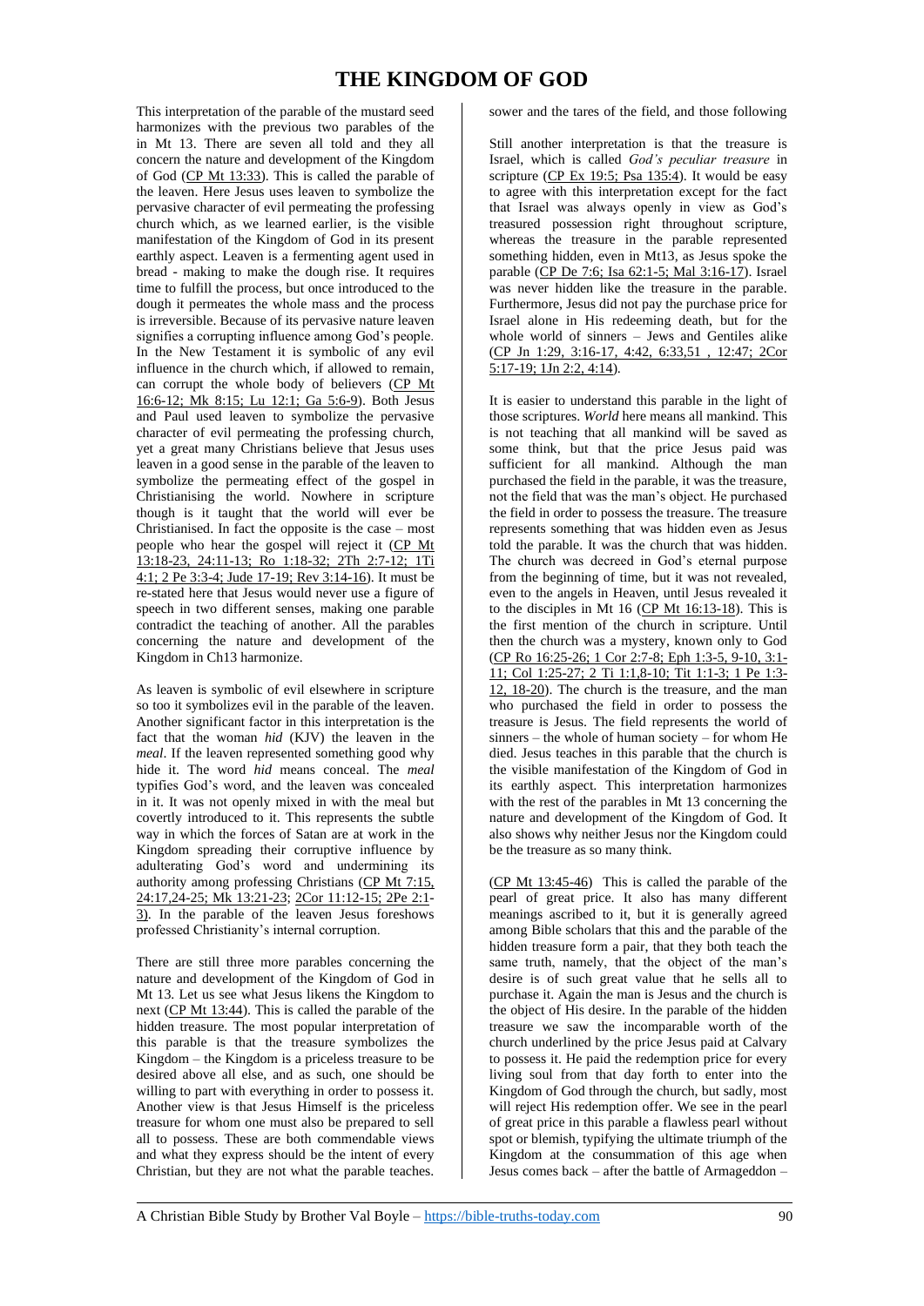# THE KINGDOM OF GOD

This interpretation of the parable of the mustard seed harmonizes with the previous two parables of the in Mt 13. There are seven all told and they all concern the nature and development of the Kingdom of God (CP Mt 13:33). This is called the parable of the leaven. Here Jesus uses leaven to symbolize the pervasive character of evil permeating the professing church which, as we learned earlier, is the visible manifestation of the Kingdom of God in its present earthly aspect. Leaven is a fermenting agent used in bread - making to make the dough rise. It requires time to fulfill the process, but once introduced to the dough it permeates the whole mass and the process is irreversible. Because of its pervasive nature leaven signifies a corrupting influence among God's people. In the New Testament it is symbolic of any evil influence in the church which, if allowed to remain, can corrupt the whole body of believers (CP Mt 16:6-12; Mk 8:15; Lu 12:1; Ga 5:6-9). Both Jesus and Paul used leaven to symbolize the pervasive character of evil permeating the professing church, yet a great many Christians believe that Jesus uses leaven in a good sense in the parable of the leaven to symbolize the permeating effect of the gospel in Christianising the world. Nowhere in scripture though is it taught that the world will ever be Christianised. In fact the opposite is the case – most people who hear the gospel will reject it (CP Mt 13:18-23, 24:11-13; Ro 1:18-32; 2Th 2:7-12; 1Ti 4:1; 2 Pe 3:3-4; Jude 17-19; Rev 3:14-16). It must be re-stated here that Jesus would never use a figure of speech in two different senses, making one parable contradict the teaching of another. All the parables concerning the nature and development of the Kingdom in Ch13 harmonize.

As leaven is symbolic of evil elsewhere in scripture so too it symbolizes evil in the parable of the leaven. Another significant factor in this interpretation is the fact that the woman *hid* (KJV) the leaven in the *meal*. If the leaven represented something good why hide it. The word *hid* means conceal. The *meal* typifies God's word, and the leaven was concealed in it. It was not openly mixed in with the meal but covertly introduced to it. This represents the subtle way in which the forces of Satan are at work in the Kingdom spreading their corruptive influence by adulterating God's word and undermining its authority among professing Christians (CP Mt 7:15, 24:17,24-25; Mk 13:21-23; 2Cor 11:12-15; 2Pe 2:1-3). In the parable of the leaven Jesus foreshows professed Christianity's internal corruption.

There are still three more parables concerning the nature and development of the Kingdom of God in Mt 13. Let us see what Jesus likens the Kingdom to next (CP Mt 13:44). This is called the parable of the hidden treasure. The most popular interpretation of this parable is that the treasure symbolizes the Kingdom – the Kingdom is a priceless treasure to be desired above all else, and as such, one should be willing to part with everything in order to possess it. Another view is that Jesus Himself is the priceless treasure for whom one must also be prepared to sell all to possess. These are both commendable views and what they express should be the intent of every Christian, but they are not what the parable teaches. sower and the tares of the field, and those following

Still another interpretation is that the treasure is Israel, which is called *God's peculiar treasure* in scripture (CP Ex 19:5; Psa 135:4). It would be easy to agree with this interpretation except for the fact that Israel was always openly in view as God's treasured possession right throughout scripture, whereas the treasure in the parable represented something hidden, even in Mt13, as Jesus spoke the parable (CP De 7:6; Isa 62:1-5; Mal 3:16-17). Israel was never hidden like the treasure in the parable. Furthermore, Jesus did not pay the purchase price for Israel alone in His redeeming death, but for the whole world of sinners – Jews and Gentiles alike (CP Jn 1:29, 3:16-17, 4:42, 6:33,51 , 12:47; 2Cor 5:17-19; 1Jn 2:2, 4:14).

It is easier to understand this parable in the light of those scriptures. *World* here means all mankind. This is not teaching that all mankind will be saved as some think, but that the price Jesus paid was sufficient for all mankind. Although the man purchased the field in the parable, it was the treasure, not the field that was the man's object. He purchased the field in order to possess the treasure. The treasure represents something that was hidden even as Jesus told the parable. It was the church that was hidden. The church was decreed in God's eternal purpose from the beginning of time, but it was not revealed, even to the angels in Heaven, until Jesus revealed it to the disciples in Mt 16 (CP Mt 16:13-18). This is the first mention of the church in scripture. Until then the church was a mystery, known only to God (CP Ro 16:25-26; 1 Cor 2:7-8; Eph 1:3-5, 9-10, 3:1-11; Col 1:25-27; 2 Ti 1:1,8-10; Tit 1:1-3; 1 Pe 1:3-12, 18-20). The church is the treasure, and the man who purchased the field in order to possess the treasure is Jesus. The field represents the world of sinners – the whole of human society – for whom He died. Jesus teaches in this parable that the church is the visible manifestation of the Kingdom of God in its earthly aspect. This interpretation harmonizes with the rest of the parables in Mt 13 concerning the nature and development of the Kingdom of God. It also shows why neither Jesus nor the Kingdom could be the treasure as so many think.

(CP Mt 13:45-46) This is called the parable of the pearl of great price. It also has many different meanings ascribed to it, but it is generally agreed among Bible scholars that this and the parable of the hidden treasure form a pair, that they both teach the same truth, namely, that the object of the man's desire is of such great value that he sells all to purchase it. Again the man is Jesus and the church is the object of His desire. In the parable of the hidden treasure we saw the incomparable worth of the church underlined by the price Jesus paid at Calvary to possess it. He paid the redemption price for every living soul from that day forth to enter into the Kingdom of God through the church, but sadly, most will reject His redemption offer. We see in the pearl of great price in this parable a flawless pearl without spot or blemish, typifying the ultimate triumph of the Kingdom at the consummation of this age when Jesus comes back – after the battle of Armageddon –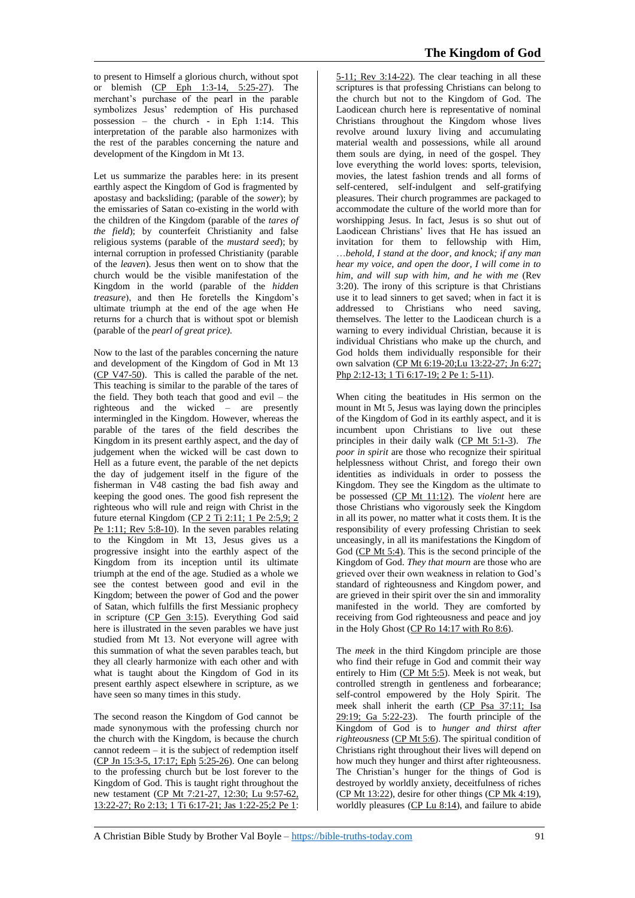to present to Himself a glorious church, without spot or blemish (CP Eph 1:3-14, 5:25-27). The merchant's purchase of the pearl in the parable symbolizes Jesus' redemption of His purchased possession – the church - in Eph 1:14. This interpretation of the parable also harmonizes with the rest of the parables concerning the nature and development of the Kingdom in Mt 13.

Let us summarize the parables here: in its present earthly aspect the Kingdom of God is fragmented by apostasy and backsliding; (parable of the *sower*); by the emissaries of Satan co-existing in the world with the children of the Kingdom (parable of the *tares of the field*); by counterfeit Christianity and false religious systems (parable of the *mustard seed*); by internal corruption in professed Christianity (parable of the *leaven*). Jesus then went on to show that the church would be the visible manifestation of the Kingdom in the world (parable of the *hidden treasure*), and then He foretells the Kingdom's ultimate triumph at the end of the age when He returns for a church that is without spot or blemish (parable of the *pearl of great price)*.

Now to the last of the parables concerning the nature and development of the Kingdom of God in Mt 13 (CP V47-50). This is called the parable of the net. This teaching is similar to the parable of the tares of the field. They both teach that good and evil – the righteous and the wicked – are presently intermingled in the Kingdom. However, whereas the parable of the tares of the field describes the Kingdom in its present earthly aspect, and the day of judgement when the wicked will be cast down to Hell as a future event, the parable of the net depicts the day of judgement itself in the figure of the fisherman in V48 casting the bad fish away and keeping the good ones. The good fish represent the righteous who will rule and reign with Christ in the future eternal Kingdom (CP 2 Ti 2:11; 1 Pe 2:5,9; 2 Pe 1:11; Rev 5:8-10). In the seven parables relating to the Kingdom in Mt 13, Jesus gives us a progressive insight into the earthly aspect of the Kingdom from its inception until its ultimate triumph at the end of the age. Studied as a whole we see the contest between good and evil in the Kingdom; between the power of God and the power of Satan, which fulfills the first Messianic prophecy in scripture (CP Gen 3:15). Everything God said here is illustrated in the seven parables we have just studied from Mt 13. Not everyone will agree with this summation of what the seven parables teach, but they all clearly harmonize with each other and with what is taught about the Kingdom of God in its present earthly aspect elsewhere in scripture, as we have seen so many times in this study.

The second reason the Kingdom of God cannot be made synonymous with the professing church nor the church with the Kingdom, is because the church cannot redeem – it is the subject of redemption itself (CP Jn 15:3-5, 17:17; Eph 5:25-26). One can belong to the professing church but be lost forever to the Kingdom of God. This is taught right throughout the new testament (CP Mt 7:21-27, 12:30; Lu 9:57-62, 13:22-27; Ro 2:13; 1 Ti 6:17-21; Jas 1:22-25;2 Pe 1: 5-11; Rev 3:14-22). The clear teaching in all these scriptures is that professing Christians can belong to the church but not to the Kingdom of God. The Laodicean church here is representative of nominal Christians throughout the Kingdom whose lives revolve around luxury living and accumulating material wealth and possessions, while all around them souls are dying, in need of the gospel. They love everything the world loves: sports, television, movies, the latest fashion trends and all forms of self-centered, self-indulgent and self-gratifying pleasures. Their church programmes are packaged to accommodate the culture of the world more than for worshipping Jesus. In fact, Jesus is so shut out of Laodicean Christians' lives that He has issued an invitation for them to fellowship with Him, …*behold, I stand at the door, and knock; if any man hear my voice, and open the door, I will come in to him, and will sup with him, and he with me* (Rev 3:20). The irony of this scripture is that Christians use it to lead sinners to get saved; when in fact it is addressed to Christians who need saving, themselves. The letter to the Laodicean church is a warning to every individual Christian, because it is individual Christians who make up the church, and God holds them individually responsible for their own salvation (CP Mt 6:19-20;Lu 13:22-27; Jn 6:27; Php 2:12-13; 1 Ti 6:17-19; 2 Pe 1: 5-11).

When citing the beatitudes in His sermon on the mount in Mt 5, Jesus was laying down the principles of the Kingdom of God in its earthly aspect, and it is incumbent upon Christians to live out these principles in their daily walk (CP Mt 5:1-3). *The poor in spirit* are those who recognize their spiritual helplessness without Christ, and forego their own identities as individuals in order to possess the Kingdom. They see the Kingdom as the ultimate to be possessed (CP Mt 11:12). The *violent* here are those Christians who vigorously seek the Kingdom in all its power, no matter what it costs them. It is the responsibility of every professing Christian to seek unceasingly, in all its manifestations the Kingdom of God (CP Mt 5:4). This is the second principle of the Kingdom of God. *They that mourn* are those who are grieved over their own weakness in relation to God's standard of righteousness and Kingdom power, and are grieved in their spirit over the sin and immorality manifested in the world. They are comforted by receiving from God righteousness and peace and joy in the Holy Ghost (CP Ro 14:17 with Ro 8:6).

The *meek* in the third Kingdom principle are those who find their refuge in God and commit their way entirely to Him (CP Mt 5:5). Meek is not weak, but controlled strength in gentleness and forbearance; self-control empowered by the Holy Spirit. The meek shall inherit the earth (CP Psa 37:11; Isa 29:19; Ga 5:22-23). The fourth principle of the Kingdom of God is to *hunger and thirst after righteousness* (CP Mt 5:6). The spiritual condition of Christians right throughout their lives will depend on how much they hunger and thirst after righteousness. The Christian's hunger for the things of God is destroyed by worldly anxiety, deceitfulness of riches (CP Mt 13:22), desire for other things (CP Mk 4:19), worldly pleasures (CP Lu 8:14), and failure to abide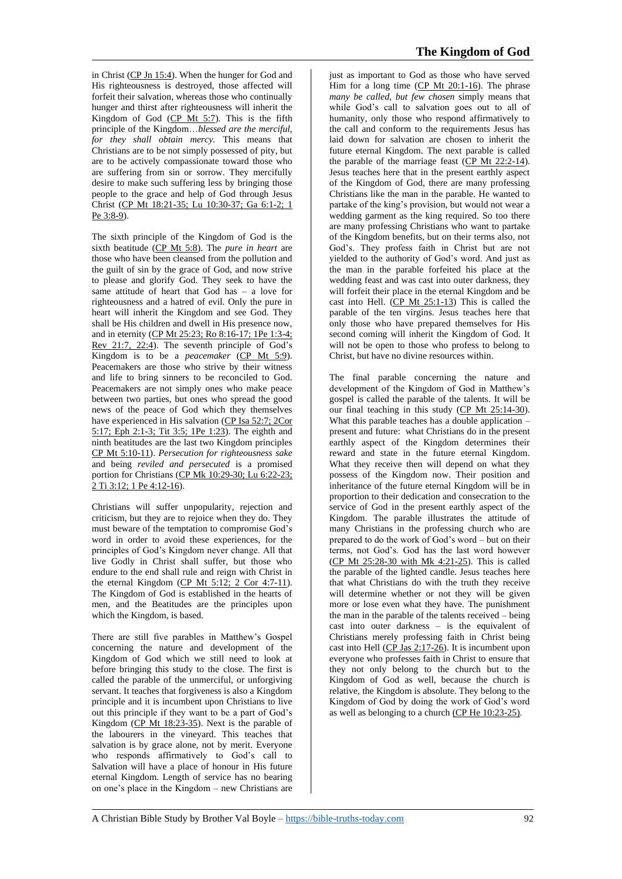in Christ (CP Jn 15:4). When the hunger for God and His righteousness is destroyed, those affected will forfeit their salvation, whereas those who continually hunger and thirst after righteousness will inherit the Kingdom of God (CP Mt 5:7). This is the fifth principle of the Kingdom…*blessed are the merciful, for they shall obtain mercy.* This means that Christians are to be not simply possessed of pity, but are to be actively compassionate toward those who are suffering from sin or sorrow. They mercifully desire to make such suffering less by bringing those people to the grace and help of God through Jesus Christ (CP Mt 18:21-35; Lu 10:30-37; Ga 6:1-2; 1 Pe 3:8-9).

The sixth principle of the Kingdom of God is the sixth beatitude (CP Mt 5:8). The *pure in heart* are those who have been cleansed from the pollution and the guilt of sin by the grace of God, and now strive to please and glorify God. They seek to have the same attitude of heart that God has – a love for righteousness and a hatred of evil. Only the pure in heart will inherit the Kingdom and see God. They shall be His children and dwell in His presence now, and in eternity (CP Mt 25:23; Ro 8:16-17; 1Pe 1:3-4; Rev 21:7, 22:4). The seventh principle of God's Kingdom is to be a *peacemaker* (CP Mt 5:9). Peacemakers are those who strive by their witness and life to bring sinners to be reconciled to God. Peacemakers are not simply ones who make peace between two parties, but ones who spread the good news of the peace of God which they themselves have experienced in His salvation (CP Isa 52:7; 2Cor 5:17; Eph 2:1-3; Tit 3:5; 1Pe 1:23). The eighth and ninth beatitudes are the last two Kingdom principles CP Mt 5:10-11). *Persecution for righteousness sake* and being *reviled and persecuted* is a promised portion for Christians (CP Mk 10:29-30; Lu 6:22-23; 2 Ti 3:12; 1 Pe 4:12-16).

Christians will suffer unpopularity, rejection and criticism, but they are to rejoice when they do. They must beware of the temptation to compromise God's word in order to avoid these experiences, for the principles of God's Kingdom never change. All that live Godly in Christ shall suffer, but those who endure to the end shall rule and reign with Christ in the eternal Kingdom (CP Mt 5:12; 2 Cor 4:7-11). The Kingdom of God is established in the hearts of men, and the Beatitudes are the principles upon which the Kingdom, is based.

There are still five parables in Matthew's Gospel concerning the nature and development of the Kingdom of God which we still need to look at before bringing this study to the close. The first is called the parable of the unmerciful, or unforgiving servant. It teaches that forgiveness is also a Kingdom principle and it is incumbent upon Christians to live out this principle if they want to be a part of God's Kingdom (CP Mt 18:23-35). Next is the parable of the labourers in the vineyard. This teaches that salvation is by grace alone, not by merit. Everyone who responds affirmatively to God's call to Salvation will have a place of honour in His future eternal Kingdom. Length of service has no bearing on one's place in the Kingdom – new Christians are just as important to God as those who have served Him for a long time (CP Mt 20:1-16). The phrase *many be called, but few chosen* simply means that while God's call to salvation goes out to all of humanity, only those who respond affirmatively to the call and conform to the requirements Jesus has laid down for salvation are chosen to inherit the future eternal Kingdom. The next parable is called the parable of the marriage feast (CP Mt 22:2-14). Jesus teaches here that in the present earthly aspect of the Kingdom of God, there are many professing Christians like the man in the parable. He wanted to partake of the king's provision, but would not wear a wedding garment as the king required. So too there are many professing Christians who want to partake of the Kingdom benefits, but on their terms also, not God's. They profess faith in Christ but are not yielded to the authority of God's word. And just as the man in the parable forfeited his place at the wedding feast and was cast into outer darkness, they will forfeit their place in the eternal Kingdom and be cast into Hell. (CP Mt 25:1-13) This is called the parable of the ten virgins. Jesus teaches here that only those who have prepared themselves for His second coming will inherit the Kingdom of God. It will not be open to those who profess to belong to Christ, but have no divine resources within.

The final parable concerning the nature and development of the Kingdom of God in Matthew's gospel is called the parable of the talents. It will be our final teaching in this study (CP Mt 25:14-30). What this parable teaches has a double application – present and future: what Christians do in the present earthly aspect of the Kingdom determines their reward and state in the future eternal Kingdom. What they receive then will depend on what they possess of the Kingdom now. Their position and inheritance of the future eternal Kingdom will be in proportion to their dedication and consecration to the service of God in the present earthly aspect of the Kingdom. The parable illustrates the attitude of many Christians in the professing church who are prepared to do the work of God's word – but on their terms, not God's. God has the last word however (CP Mt 25:28-30 with Mk 4:21-25). This is called the parable of the lighted candle. Jesus teaches here that what Christians do with the truth they receive will determine whether or not they will be given more or lose even what they have. The punishment the man in the parable of the talents received – being cast into outer darkness – is the equivalent of Christians merely professing faith in Christ being cast into Hell (CP Jas 2:17-26). It is incumbent upon everyone who professes faith in Christ to ensure that they not only belong to the church but to the Kingdom of God as well, because the church is relative, the Kingdom is absolute. They belong to the Kingdom of God by doing the work of God's word as well as belonging to a church (CP He 10:23-25).